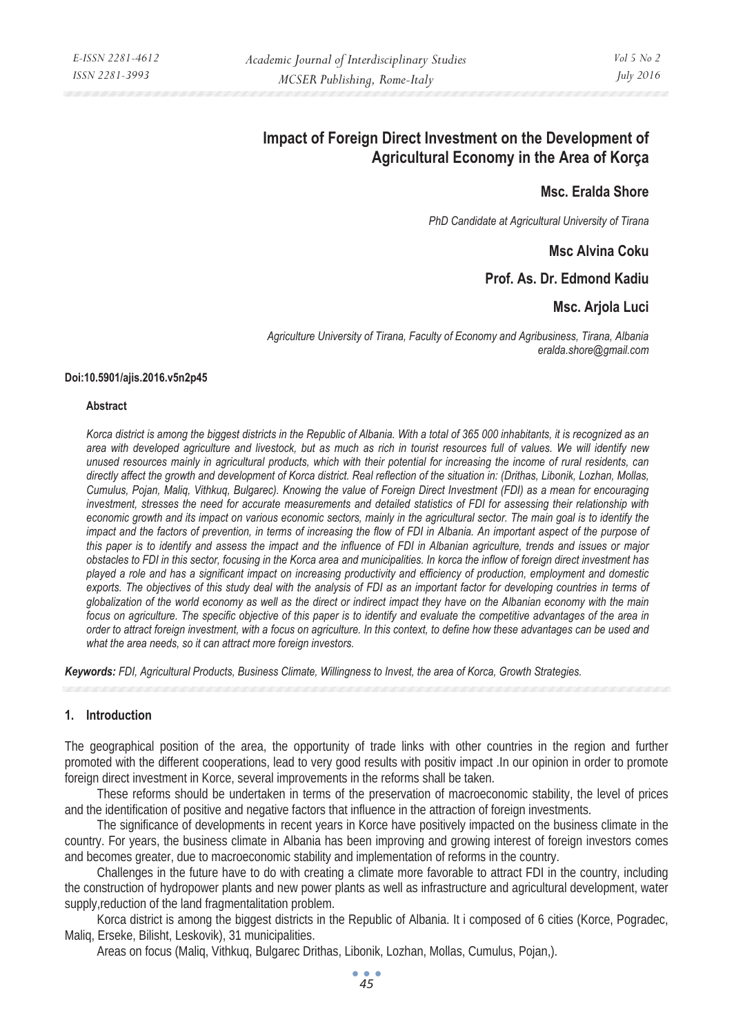# Impact of Foreign Direct Investment on the Development of Agricultural Economy in the Area of Korça

**Msc. Eralda Shore**

*PhD Candidate at Agricultural University of Tirana*

**Msc Alvina Coku**

**Prof. As. Dr. Edmond Kadiu**

**Msc. Arjola Luci**

*Agriculture University of Tirana, Faculty of Economy and Agribusiness, Tirana, Albania*
*eralda.shore@gmail.com*

**Doi:10.5901/ajis.2016.v5n2p45**

#### Abstract

*Korca district is among the biggest districts in the Republic of Albania. With a total of 365 000 inhabitants, it is recognized as an area with developed agriculture and livestock, but as much as rich in tourist resources full of values. We will identify new unused resources mainly in agricultural products, which with their potential for increasing the income of rural residents, can directly affect the growth and development of Korca district. Real reflection of the situation in: (Drithas, Libonik, Lozhan, Mollas, Cumulus, Pojan, Maliq, Vithkuq, Bulgarec). Knowing the value of Foreign Direct Investment (FDI) as a mean for encouraging investment, stresses the need for accurate measurements and detailed statistics of FDI for assessing their relationship with economic growth and its impact on various economic sectors, mainly in the agricultural sector. The main goal is to identify the impact and the factors of prevention, in terms of increasing the flow of FDI in Albania. An important aspect of the purpose of this paper is to identify and assess the impact and the influence of FDI in Albanian agriculture, trends and issues or major obstacles to FDI in this sector, focusing in the Korca area and municipalities. In korca the inflow of foreign direct investment has played a role and has a significant impact on increasing productivity and efficiency of production, employment and domestic exports. The objectives of this study deal with the analysis of FDI as an important factor for developing countries in terms of globalization of the world economy as well as the direct or indirect impact they have on the Albanian economy with the main focus on agriculture. The specific objective of this paper is to identify and evaluate the competitive advantages of the area in order to attract foreign investment, with a focus on agriculture. In this context, to define how these advantages can be used and what the area needs, so it can attract more foreign investors.*

***Keywords:*** *FDI, Agricultural Products, Business Climate, Willingness to Invest, the area of Korca, Growth Strategies.*

## 1. Introduction

The geographical position of the area, the opportunity of trade links with other countries in the region and further promoted with the different cooperations, lead to very good results with positiv impact .In our opinion in order to promote foreign direct investment in Korce, several improvements in the reforms shall be taken.

These reforms should be undertaken in terms of the preservation of macroeconomic stability, the level of prices and the identification of positive and negative factors that influence in the attraction of foreign investments.

The significance of developments in recent years in Korce have positively impacted on the business climate in the country. For years, the business climate in Albania has been improving and growing interest of foreign investors comes and becomes greater, due to macroeconomic stability and implementation of reforms in the country.

Challenges in the future have to do with creating a climate more favorable to attract FDI in the country, including the construction of hydropower plants and new power plants as well as infrastructure and agricultural development, water supply,reduction of the land fragmentalitation problem.

Korca district is among the biggest districts in the Republic of Albania. It i composed of 6 cities (Korce, Pogradec, Maliq, Erseke, Bilisht, Leskovik), 31 municipalities.

Areas on focus (Maliq, Vithkuq, Bulgarec Drithas, Libonik, Lozhan, Mollas, Cumulus, Pojan,).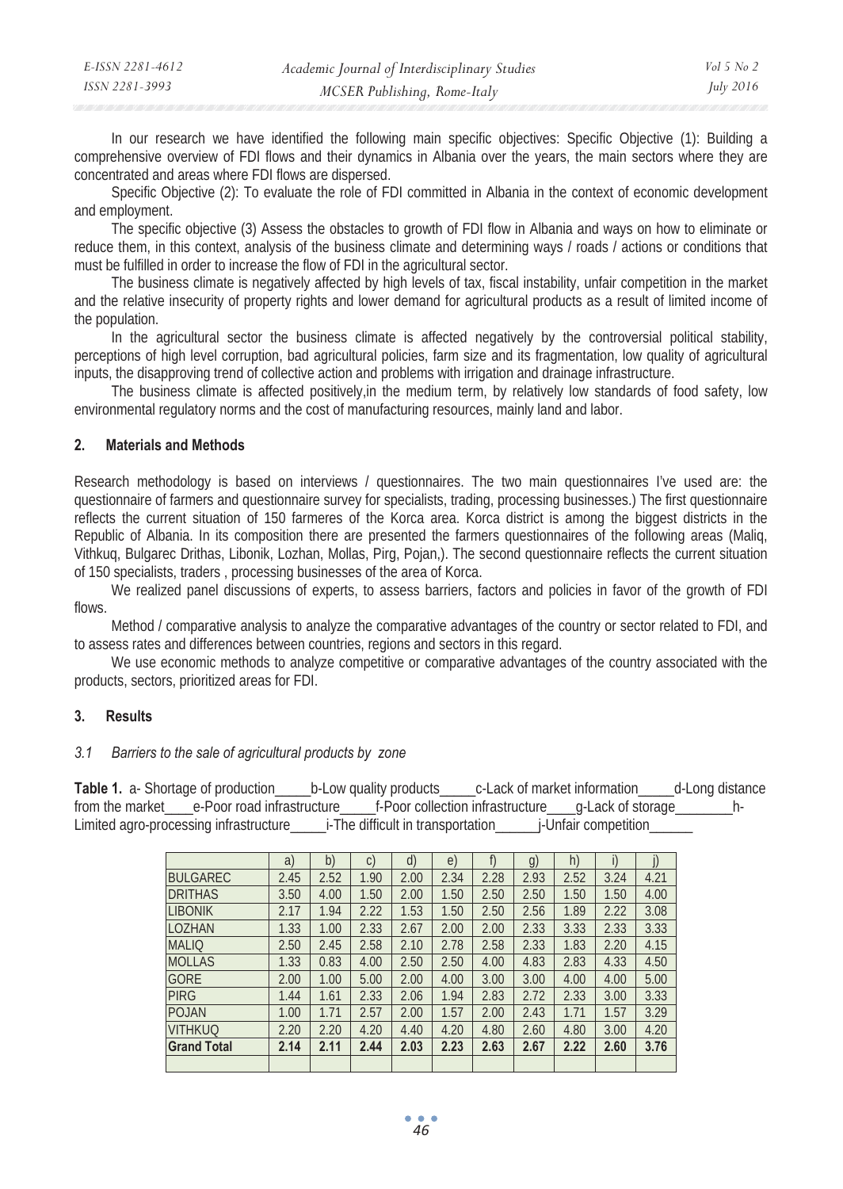In our research we have identified the following main specific objectives: Specific Objective (1): Building a comprehensive overview of FDI flows and their dynamics in Albania over the years, the main sectors where they are concentrated and areas where FDI flows are dispersed.

Specific Objective (2): To evaluate the role of FDI committed in Albania in the context of economic development and employment.

The specific objective (3) Assess the obstacles to growth of FDI flow in Albania and ways on how to eliminate or reduce them, in this context, analysis of the business climate and determining ways / roads / actions or conditions that must be fulfilled in order to increase the flow of FDI in the agricultural sector.

The business climate is negatively affected by high levels of tax, fiscal instability, unfair competition in the market and the relative insecurity of property rights and lower demand for agricultural products as a result of limited income of the population.

In the agricultural sector the business climate is affected negatively by the controversial political stability, perceptions of high level corruption, bad agricultural policies, farm size and its fragmentation, low quality of agricultural inputs, the disapproving trend of collective action and problems with irrigation and drainage infrastructure.

The business climate is affected positively,in the medium term, by relatively low standards of food safety, low environmental regulatory norms and the cost of manufacturing resources, mainly land and labor.

## 2. Materials and Methods

Research methodology is based on interviews / questionnaires. The two main questionnaires I've used are: the questionnaire of farmers and questionnaire survey for specialists, trading, processing businesses.) The first questionnaire reflects the current situation of 150 farmeres of the Korca area. Korca district is among the biggest districts in the Republic of Albania. In its composition there are presented the farmers questionnaires of the following areas (Maliq, Vithkuq, Bulgarec Drithas, Libonik, Lozhan, Mollas, Pirg, Pojan,). The second questionnaire reflects the current situation of 150 specialists, traders , processing businesses of the area of Korca.

We realized panel discussions of experts, to assess barriers, factors and policies in favor of the growth of FDI flows.

Method / comparative analysis to analyze the comparative advantages of the country or sector related to FDI, and to assess rates and differences between countries, regions and sectors in this regard.

We use economic methods to analyze competitive or comparative advantages of the country associated with the products, sectors, prioritized areas for FDI.

## 3. Results

### *3.1 Barriers to the sale of agricultural products by zone*

**Table 1.** a- Shortage of production_____b-Low quality products_____c-Lack of market information_____d-Long distance from the market____e-Poor road infrastructure_____f-Poor collection infrastructure____g-Lack of storage________h-Limited agro-processing infrastructure_____i-The difficult in transportation______j-Unfair competition______

| | a) | b) | c) | d) | e) | f) | g) | h) | i) | j) |
|---|---|---|---|---|---|---|---|---|---|---|
| BULGAREC | 2.45 | 2.52 | 1.90 | 2.00 | 2.34 | 2.28 | 2.93 | 2.52 | 3.24 | 4.21 |
| DRITHAS | 3.50 | 4.00 | 1.50 | 2.00 | 1.50 | 2.50 | 2.50 | 1.50 | 1.50 | 4.00 |
| LIBONIK | 2.17 | 1.94 | 2.22 | 1.53 | 1.50 | 2.50 | 2.56 | 1.89 | 2.22 | 3.08 |
| LOZHAN | 1.33 | 1.00 | 2.33 | 2.67 | 2.00 | 2.00 | 2.33 | 3.33 | 2.33 | 3.33 |
| MALIQ | 2.50 | 2.45 | 2.58 | 2.10 | 2.78 | 2.58 | 2.33 | 1.83 | 2.20 | 4.15 |
| MOLLAS | 1.33 | 0.83 | 4.00 | 2.50 | 2.50 | 4.00 | 4.83 | 2.83 | 4.33 | 4.50 |
| GORE | 2.00 | 1.00 | 5.00 | 2.00 | 4.00 | 3.00 | 3.00 | 4.00 | 4.00 | 5.00 |
| PIRG | 1.44 | 1.61 | 2.33 | 2.06 | 1.94 | 2.83 | 2.72 | 2.33 | 3.00 | 3.33 |
| POJAN | 1.00 | 1.71 | 2.57 | 2.00 | 1.57 | 2.00 | 2.43 | 1.71 | 1.57 | 3.29 |
| VITHKUQ | 2.20 | 2.20 | 4.20 | 4.40 | 4.20 | 4.80 | 2.60 | 4.80 | 3.00 | 4.20 |
| **Grand Total** | **2.14** | **2.11** | **2.44** | **2.03** | **2.23** | **2.63** | **2.67** | **2.22** | **2.60** | **3.76** |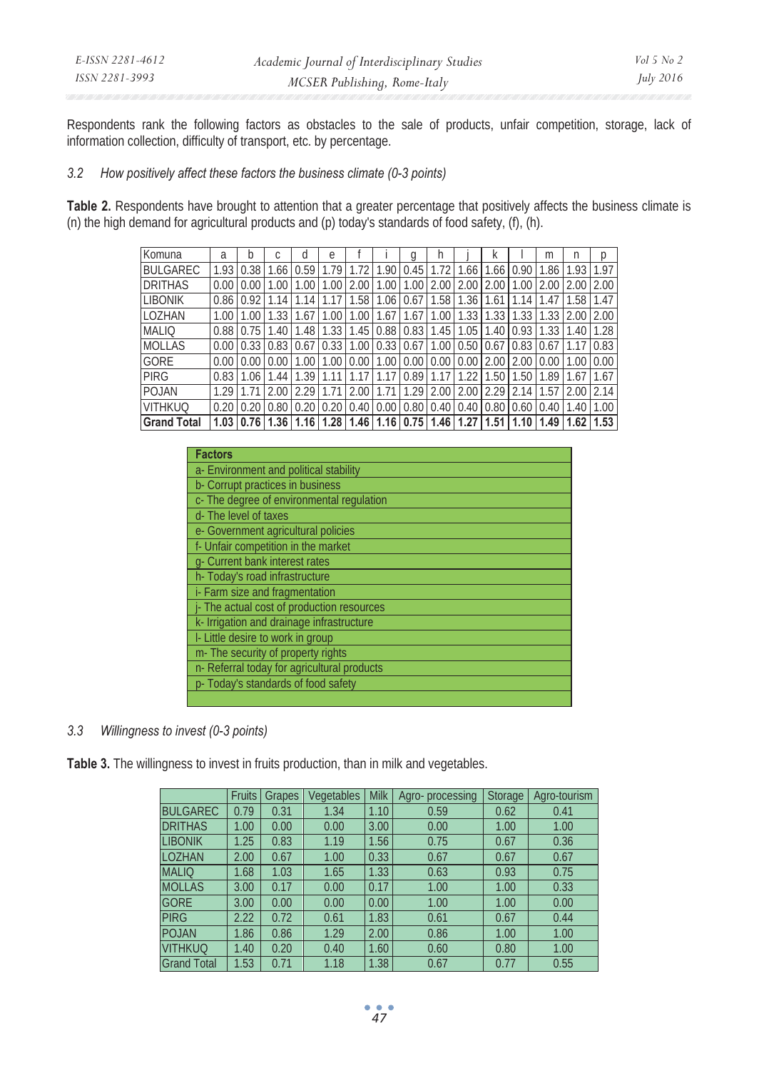Respondents rank the following factors as obstacles to the sale of products, unfair competition, storage, lack of information collection, difficulty of transport, etc. by percentage.

### 3.2 How positively affect these factors the business climate (0-3 points)

**Table 2.** Respondents have brought to attention that a greater percentage that positively affects the business climate is (n) the high demand for agricultural products and (p) today's standards of food safety, (f), (h).

| Komuna | a | b | c | d | e | f | i | g | h | j | k | l | m | n | p |
|---|---|---|---|---|---|---|---|---|---|---|---|---|---|---|---|
| BULGAREC | 1.93 | 0.38 | 1.66 | 0.59 | 1.79 | 1.72 | 1.90 | 0.45 | 1.72 | 1.66 | 1.66 | 0.90 | 1.86 | 1.93 | 1.97 |
| DRITHAS | 0.00 | 0.00 | 1.00 | 1.00 | 1.00 | 2.00 | 1.00 | 1.00 | 2.00 | 2.00 | 2.00 | 1.00 | 2.00 | 2.00 | 2.00 |
| LIBONIK | 0.86 | 0.92 | 1.14 | 1.14 | 1.17 | 1.58 | 1.06 | 0.67 | 1.58 | 1.36 | 1.61 | 1.14 | 1.47 | 1.58 | 1.47 |
| LOZHAN | 1.00 | 1.00 | 1.33 | 1.67 | 1.00 | 1.00 | 1.67 | 1.67 | 1.00 | 1.33 | 1.33 | 1.33 | 1.33 | 2.00 | 2.00 |
| MALIQ | 0.88 | 0.75 | 1.40 | 1.48 | 1.33 | 1.45 | 0.88 | 0.83 | 1.45 | 1.05 | 1.40 | 0.93 | 1.33 | 1.40 | 1.28 |
| MOLLAS | 0.00 | 0.33 | 0.83 | 0.67 | 0.33 | 1.00 | 0.33 | 0.67 | 1.00 | 0.50 | 0.67 | 0.83 | 0.67 | 1.17 | 0.83 |
| GORE | 0.00 | 0.00 | 0.00 | 1.00 | 1.00 | 0.00 | 1.00 | 0.00 | 0.00 | 0.00 | 2.00 | 2.00 | 0.00 | 1.00 | 0.00 |
| PIRG | 0.83 | 1.06 | 1.44 | 1.39 | 1.11 | 1.17 | 1.17 | 0.89 | 1.17 | 1.22 | 1.50 | 1.50 | 1.89 | 1.67 | 1.67 |
| POJAN | 1.29 | 1.71 | 2.00 | 2.29 | 1.71 | 2.00 | 1.71 | 1.29 | 2.00 | 2.00 | 2.29 | 2.14 | 1.57 | 2.00 | 2.14 |
| VITHKUQ | 0.20 | 0.20 | 0.80 | 0.20 | 0.20 | 0.40 | 0.00 | 0.80 | 0.40 | 0.40 | 0.80 | 0.60 | 0.40 | 1.40 | 1.00 |
| **Grand Total** | **1.03** | **0.76** | **1.36** | **1.16** | **1.28** | **1.46** | **1.16** | **0.75** | **1.46** | **1.27** | **1.51** | **1.10** | **1.49** | **1.62** | **1.53** |

| **Factors** |
|---|
| a- Environment and political stability |
| b- Corrupt practices in business |
| c- The degree of environmental regulation |
| d- The level of taxes |
| e- Government agricultural policies |
| f- Unfair competition in the market |
| g- Current bank interest rates |
| h- Today's road infrastructure |
| i- Farm size and fragmentation |
| j- The actual cost of production resources |
| k- Irrigation and drainage infrastructure |
| l- Little desire to work in group |
| m- The security of property rights |
| n- Referral today for agricultural products |
| p- Today's standards of food safety |

### 3.3 Willingness to invest (0-3 points)

**Table 3.** The willingness to invest in fruits production, than in milk and vegetables.

| | Fruits | Grapes | Vegetables | Milk | Agro- processing | Storage | Agro-tourism |
|---|---|---|---|---|---|---|---|
| BULGAREC | 0.79 | 0.31 | 1.34 | 1.10 | 0.59 | 0.62 | 0.41 |
| DRITHAS | 1.00 | 0.00 | 0.00 | 3.00 | 0.00 | 1.00 | 1.00 |
| LIBONIK | 1.25 | 0.83 | 1.19 | 1.56 | 0.75 | 0.67 | 0.36 |
| LOZHAN | 2.00 | 0.67 | 1.00 | 0.33 | 0.67 | 0.67 | 0.67 |
| MALIQ | 1.68 | 1.03 | 1.65 | 1.33 | 0.63 | 0.93 | 0.75 |
| MOLLAS | 3.00 | 0.17 | 0.00 | 0.17 | 1.00 | 1.00 | 0.33 |
| GORE | 3.00 | 0.00 | 0.00 | 0.00 | 1.00 | 1.00 | 0.00 |
| PIRG | 2.22 | 0.72 | 0.61 | 1.83 | 0.61 | 0.67 | 0.44 |
| POJAN | 1.86 | 0.86 | 1.29 | 2.00 | 0.86 | 1.00 | 1.00 |
| VITHKUQ | 1.40 | 0.20 | 0.40 | 1.60 | 0.60 | 0.80 | 1.00 |
| Grand Total | 1.53 | 0.71 | 1.18 | 1.38 | 0.67 | 0.77 | 0.55 |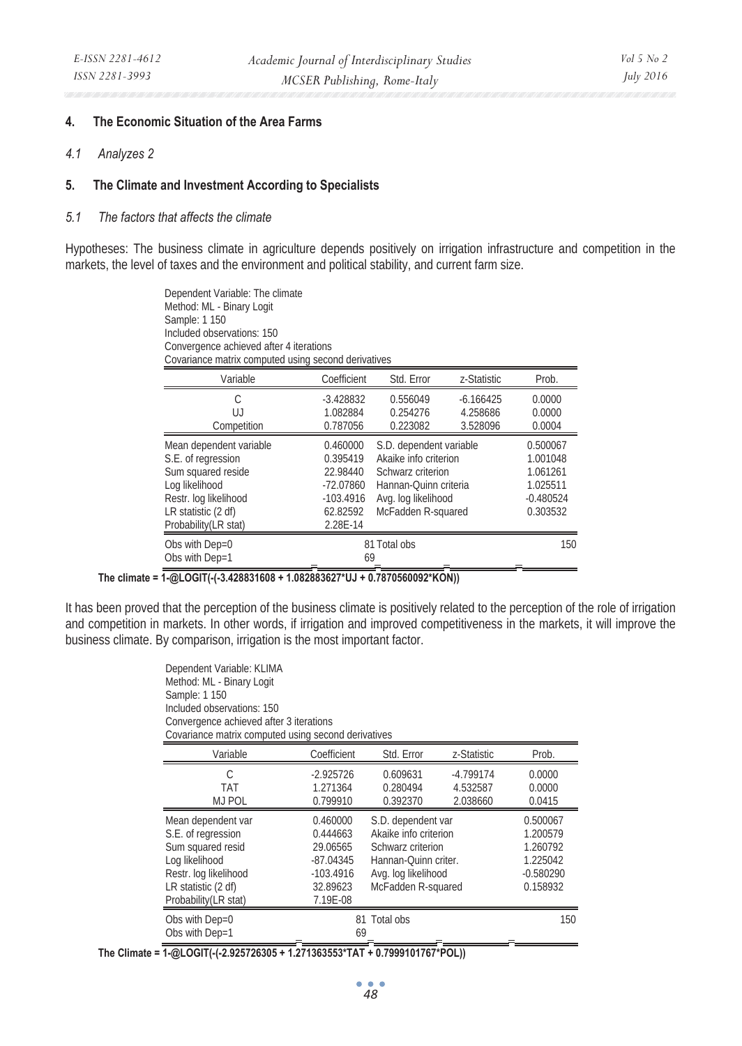## 4. The Economic Situation of the Area Farms

### *4.1 Analyzes 2*

## 5. The Climate and Investment According to Specialists

### *5.1 The factors that affects the climate*

Hypotheses: The business climate in agriculture depends positively on irrigation infrastructure and competition in the markets, the level of taxes and the environment and political stability, and current farm size.

Dependent Variable: The climate
Method: ML - Binary Logit
Sample: 1 150
Included observations: 150
Convergence achieved after 4 iterations
Covariance matrix computed using second derivatives

| Variable | Coefficient | Std. Error | z-Statistic | Prob. |
|---|---|---|---|---|
| C | -3.428832 | 0.556049 | -6.166425 | 0.0000 |
| UJ | 1.082884 | 0.254276 | 4.258686 | 0.0000 |
| Competition | 0.787056 | 0.223082 | 3.528096 | 0.0004 |
| Mean dependent variable | 0.460000 | S.D. dependent variable | | 0.500067 |
| S.E. of regression | 0.395419 | Akaike info criterion | | 1.001048 |
| Sum squared reside | 22.98440 | Schwarz criterion | | 1.061261 |
| Log likelihood | -72.07860 | Hannan-Quinn criteria | | 1.025511 |
| Restr. log likelihood | -103.4916 | Avg. log likelihood | | -0.480524 |
| LR statistic (2 df) | 62.82592 | McFadden R-squared | | 0.303532 |
| Probability(LR stat) | 2.28E-14 | | | |
| Obs with Dep=0 | 81 | Total obs | | 150 |
| Obs with Dep=1 | 69 | | | |

**The climate = 1-@LOGIT(-(-3.428831608 + 1.082883627\*UJ + 0.7870560092\*KON))**

It has been proved that the perception of the business climate is positively related to the perception of the role of irrigation and competition in markets. In other words, if irrigation and improved competitiveness in the markets, it will improve the business climate. By comparison, irrigation is the most important factor.

Dependent Variable: KLIMA
Method: ML - Binary Logit
Sample: 1 150
Included observations: 150
Convergence achieved after 3 iterations
Covariance matrix computed using second derivatives

| Variable | Coefficient | Std. Error | z-Statistic | Prob. |
|---|---|---|---|---|
| C | -2.925726 | 0.609631 | -4.799174 | 0.0000 |
| TAT | 1.271364 | 0.280494 | 4.532587 | 0.0000 |
| MJ POL | 0.799910 | 0.392370 | 2.038660 | 0.0415 |
| Mean dependent var | 0.460000 | S.D. dependent var | | 0.500067 |
| S.E. of regression | 0.444663 | Akaike info criterion | | 1.200579 |
| Sum squared resid | 29.06565 | Schwarz criterion | | 1.260792 |
| Log likelihood | -87.04345 | Hannan-Quinn criter. | | 1.225042 |
| Restr. log likelihood | -103.4916 | Avg. log likelihood | | -0.580290 |
| LR statistic (2 df) | 32.89623 | McFadden R-squared | | 0.158932 |
| Probability(LR stat) | 7.19E-08 | | | |
| Obs with Dep=0 | 81 | Total obs | | 150 |
| Obs with Dep=1 | 69 | | | |

**The Climate = 1-@LOGIT(-(-2.925726305 + 1.271363553\*TAT + 0.7999101767\*POL))**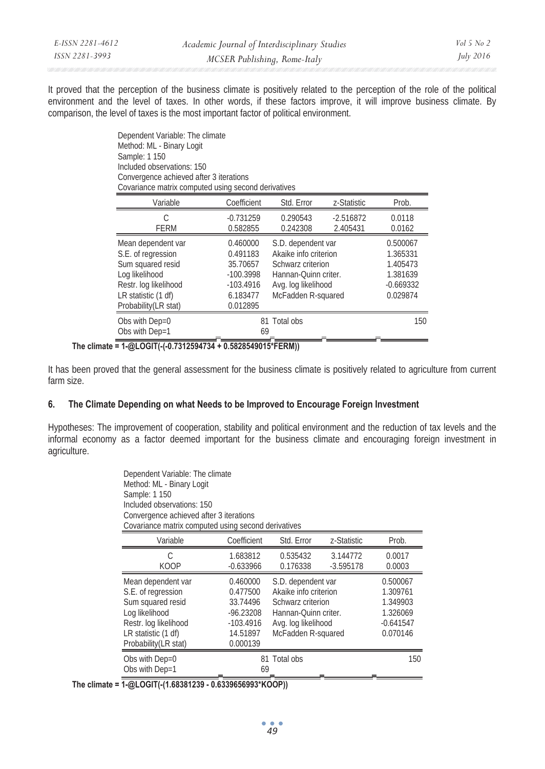It proved that the perception of the business climate is positively related to the perception of the role of the political environment and the level of taxes. In other words, if these factors improve, it will improve business climate. By comparison, the level of taxes is the most important factor of political environment.

Dependent Variable: The climate
Method: ML - Binary Logit
Sample: 1 150
Included observations: 150
Convergence achieved after 3 iterations
Covariance matrix computed using second derivatives

| Variable | Coefficient | Std. Error | z-Statistic | Prob. |
|---|---|---|---|---|
| C | -0.731259 | 0.290543 | -2.516872 | 0.0118 |
| FERM | 0.582855 | 0.242308 | 2.405431 | 0.0162 |

| | | | |
|---|---|---|---|
| Mean dependent var | 0.460000 | S.D. dependent var | 0.500067 |
| S.E. of regression | 0.491183 | Akaike info criterion | 1.365331 |
| Sum squared resid | 35.70657 | Schwarz criterion | 1.405473 |
| Log likelihood | -100.3998 | Hannan-Quinn criter. | 1.381639 |
| Restr. log likelihood | -103.4916 | Avg. log likelihood | -0.669332 |
| LR statistic (1 df) | 6.183477 | McFadden R-squared | 0.029874 |
| Probability(LR stat) | 0.012895 | | |
| Obs with Dep=0 | 81 | Total obs | 150 |
| Obs with Dep=1 | 69 | | |

**The climate = 1-@LOGIT(-(-0.7312594734 + 0.5828549015*FERM))**

It has been proved that the general assessment for the business climate is positively related to agriculture from current farm size.

### 6. The Climate Depending on what Needs to be Improved to Encourage Foreign Investment

Hypotheses: The improvement of cooperation, stability and political environment and the reduction of tax levels and the informal economy as a factor deemed important for the business climate and encouraging foreign investment in agriculture.

Dependent Variable: The climate
Method: ML - Binary Logit
Sample: 1 150
Included observations: 150
Convergence achieved after 3 iterations
Covariance matrix computed using second derivatives

| Variable | Coefficient | Std. Error | z-Statistic | Prob. |
|---|---|---|---|---|
| C | 1.683812 | 0.535432 | 3.144772 | 0.0017 |
| KOOP | -0.633966 | 0.176338 | -3.595178 | 0.0003 |

| | | | |
|---|---|---|---|
| Mean dependent var | 0.460000 | S.D. dependent var | 0.500067 |
| S.E. of regression | 0.477500 | Akaike info criterion | 1.309761 |
| Sum squared resid | 33.74496 | Schwarz criterion | 1.349903 |
| Log likelihood | -96.23208 | Hannan-Quinn criter. | 1.326069 |
| Restr. log likelihood | -103.4916 | Avg. log likelihood | -0.641547 |
| LR statistic (1 df) | 14.51897 | McFadden R-squared | 0.070146 |
| Probability(LR stat) | 0.000139 | | |
| Obs with Dep=0 | 81 | Total obs | 150 |
| Obs with Dep=1 | 69 | | |

**The climate = 1-@LOGIT(-(1.68381239 - 0.6339656993*KOOP))**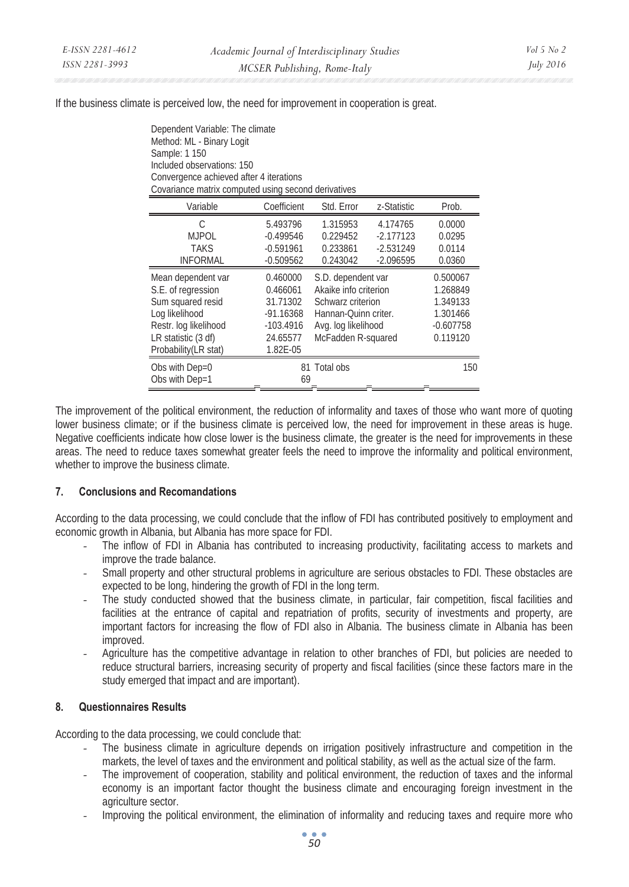If the business climate is perceived low, the need for improvement in cooperation is great.

Dependent Variable: The climate
Method: ML - Binary Logit
Sample: 1 150
Included observations: 150
Convergence achieved after 4 iterations
Covariance matrix computed using second derivatives

| Variable | Coefficient | Std. Error | z-Statistic | Prob. |
|---|---|---|---|---|
| C | 5.493796 | 1.315953 | 4.174765 | 0.0000 |
| MJPOL | -0.499546 | 0.229452 | -2.177123 | 0.0295 |
| TAKS | -0.591961 | 0.233861 | -2.531249 | 0.0114 |
| INFORMAL | -0.509562 | 0.243042 | -2.096595 | 0.0360 |
| Mean dependent var | 0.460000 | S.D. dependent var | | 0.500067 |
| S.E. of regression | 0.466061 | Akaike info criterion | | 1.268849 |
| Sum squared resid | 31.71302 | Schwarz criterion | | 1.349133 |
| Log likelihood | -91.16368 | Hannan-Quinn criter. | | 1.301466 |
| Restr. log likelihood | -103.4916 | Avg. log likelihood | | -0.607758 |
| LR statistic (3 df) | 24.65577 | McFadden R-squared | | 0.119120 |
| Probability(LR stat) | 1.82E-05 | | | |
| Obs with Dep=0 | 81 | Total obs | | 150 |
| Obs with Dep=1 | 69 | | | |

The improvement of the political environment, the reduction of informality and taxes of those who want more of quoting lower business climate; or if the business climate is perceived low, the need for improvement in these areas is huge. Negative coefficients indicate how close lower is the business climate, the greater is the need for improvements in these areas. The need to reduce taxes somewhat greater feels the need to improve the informality and political environment, whether to improve the business climate.

## 7. Conclusions and Recomandations

According to the data processing, we could conclude that the inflow of FDI has contributed positively to employment and economic growth in Albania, but Albania has more space for FDI.

- The inflow of FDI in Albania has contributed to increasing productivity, facilitating access to markets and improve the trade balance.
- Small property and other structural problems in agriculture are serious obstacles to FDI. These obstacles are expected to be long, hindering the growth of FDI in the long term.
- The study conducted showed that the business climate, in particular, fair competition, fiscal facilities and facilities at the entrance of capital and repatriation of profits, security of investments and property, are important factors for increasing the flow of FDI also in Albania. The business climate in Albania has been improved.
- Agriculture has the competitive advantage in relation to other branches of FDI, but policies are needed to reduce structural barriers, increasing security of property and fiscal facilities (since these factors mare in the study emerged that impact and are important).

## 8. Questionnaires Results

According to the data processing, we could conclude that:

- The business climate in agriculture depends on irrigation positively infrastructure and competition in the markets, the level of taxes and the environment and political stability, as well as the actual size of the farm.
- The improvement of cooperation, stability and political environment, the reduction of taxes and the informal economy is an important factor thought the business climate and encouraging foreign investment in the agriculture sector.
- Improving the political environment, the elimination of informality and reducing taxes and require more who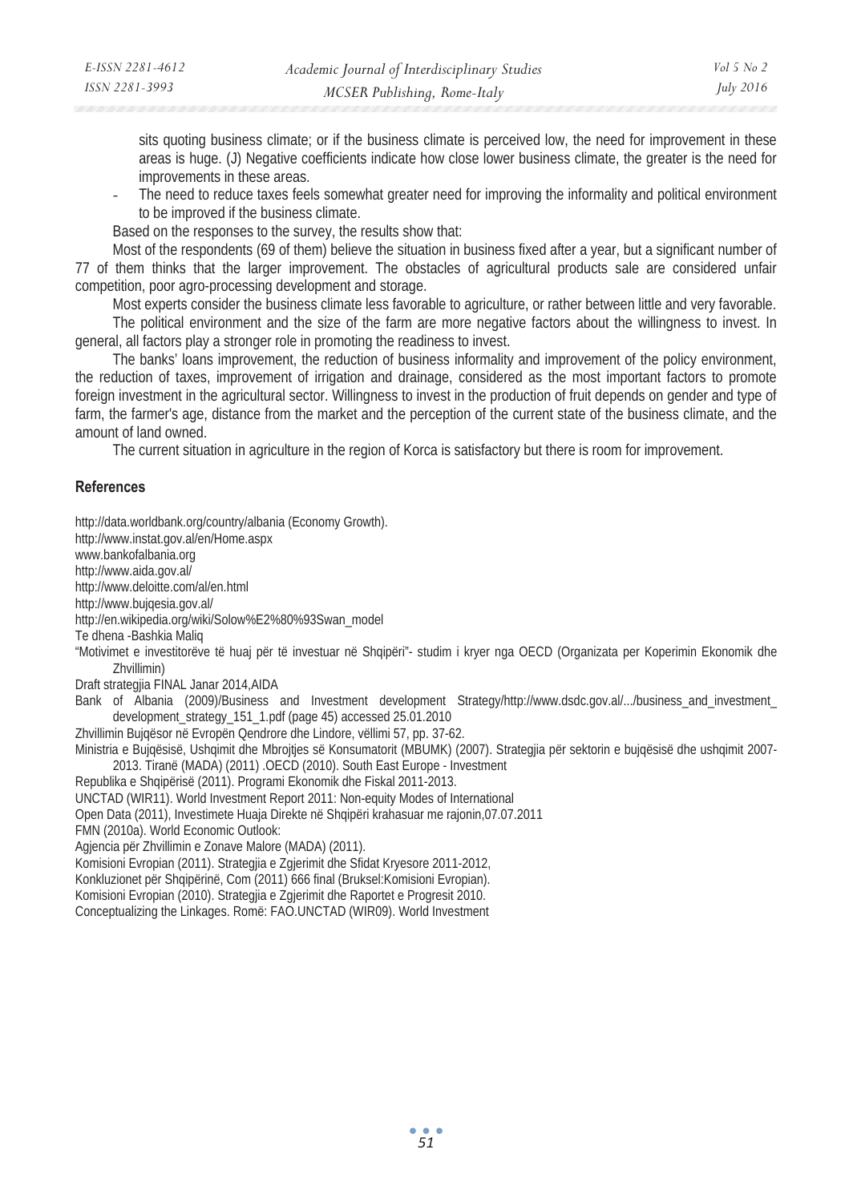sits quoting business climate; or if the business climate is perceived low, the need for improvement in these areas is huge. (J) Negative coefficients indicate how close lower business climate, the greater is the need for improvements in these areas.

- The need to reduce taxes feels somewhat greater need for improving the informality and political environment to be improved if the business climate.

Based on the responses to the survey, the results show that:

Most of the respondents (69 of them) believe the situation in business fixed after a year, but a significant number of 77 of them thinks that the larger improvement. The obstacles of agricultural products sale are considered unfair competition, poor agro-processing development and storage.

Most experts consider the business climate less favorable to agriculture, or rather between little and very favorable.

The political environment and the size of the farm are more negative factors about the willingness to invest. In general, all factors play a stronger role in promoting the readiness to invest.

The banks' loans improvement, the reduction of business informality and improvement of the policy environment, the reduction of taxes, improvement of irrigation and drainage, considered as the most important factors to promote foreign investment in the agricultural sector. Willingness to invest in the production of fruit depends on gender and type of farm, the farmer's age, distance from the market and the perception of the current state of the business climate, and the amount of land owned.

The current situation in agriculture in the region of Korca is satisfactory but there is room for improvement.

## References

http://data.worldbank.org/country/albania (Economy Growth).

http://www.instat.gov.al/en/Home.aspx

www.bankofalbania.org

http://www.aida.gov.al/

http://www.deloitte.com/al/en.html

http://www.bujqesia.gov.al/

http://en.wikipedia.org/wiki/Solow%E2%80%93Swan_model

Te dhena -Bashkia Maliq

"Motivimet e investitorëve të huaj për të investuar në Shqipëri"- studim i kryer nga OECD (Organizata per Koperimin Ekonomik dhe Zhvillimin)

Draft strategjia FINAL Janar 2014,AIDA

Bank of Albania (2009)/Business and Investment development Strategy/http://www.dsdc.gov.al/.../business_and_investment_development_strategy_151_1.pdf (page 45) accessed 25.01.2010

Zhvillimin Bujqësor në Evropën Qendrore dhe Lindore, vëllimi 57, pp. 37-62.

Ministria e Bujqësisë, Ushqimit dhe Mbrojtjes së Konsumatorit (MBUMK) (2007). Strategjia për sektorin e bujqësisë dhe ushqimit 2007-2013. Tiranë (MADA) (2011) .OECD (2010). South East Europe - Investment

Republika e Shqipërisë (2011). Programi Ekonomik dhe Fiskal 2011-2013.

UNCTAD (WIR11). World Investment Report 2011: Non-equity Modes of International

Open Data (2011), Investimete Huaja Direkte në Shqipëri krahasuar me rajonin,07.07.2011

FMN (2010a). World Economic Outlook:

Agjencia për Zhvillimin e Zonave Malore (MADA) (2011).

Komisioni Evropian (2011). Strategjia e Zgjerimit dhe Sfidat Kryesore 2011-2012,

Konkluzionet për Shqipërinë, Com (2011) 666 final (Bruksel:Komisioni Evropian).

Komisioni Evropian (2010). Strategjia e Zgjerimit dhe Raportet e Progresit 2010.

Conceptualizing the Linkages. Romë: FAO.UNCTAD (WIR09). World Investment